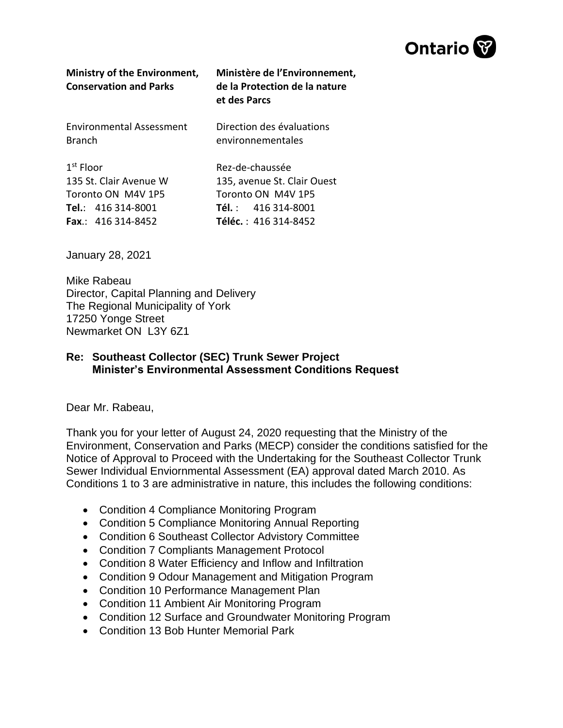Ontario

**Ministry of the Environment, Conservation and Parks**

Environmental Assessment Branch

1st Floor
135 St. Clair Avenue W
Toronto ON M4V 1P5
**Tel.**: 416 314-8001
**Fax**.: 416 314-8452

**Ministère de l'Environnement, de la Protection de la nature et des Parcs**

Direction des évaluations environnementales

Rez-de-chaussée
135, avenue St. Clair Ouest
Toronto ON M4V 1P5
**Tél.** : 416 314-8001
**Téléc.** : 416 314-8452

January 28, 2021

Mike Rabeau
Director, Capital Planning and Delivery
The Regional Municipality of York
17250 Yonge Street
Newmarket ON L3Y 6Z1

**Re: Southeast Collector (SEC) Trunk Sewer Project**
**Minister's Environmental Assessment Conditions Request**

Dear Mr. Rabeau,

Thank you for your letter of August 24, 2020 requesting that the Ministry of the Environment, Conservation and Parks (MECP) consider the conditions satisfied for the Notice of Approval to Proceed with the Undertaking for the Southeast Collector Trunk Sewer Individual Enviornmental Assessment (EA) approval dated March 2010. As Conditions 1 to 3 are administrative in nature, this includes the following conditions:

- Condition 4 Compliance Monitoring Program
- Condition 5 Compliance Monitoring Annual Reporting
- Condition 6 Southeast Collector Advistory Committee
- Condition 7 Compliants Management Protocol
- Condition 8 Water Efficiency and Inflow and Infiltration
- Condition 9 Odour Management and Mitigation Program
- Condition 10 Performance Management Plan
- Condition 11 Ambient Air Monitoring Program
- Condition 12 Surface and Groundwater Monitoring Program
- Condition 13 Bob Hunter Memorial Park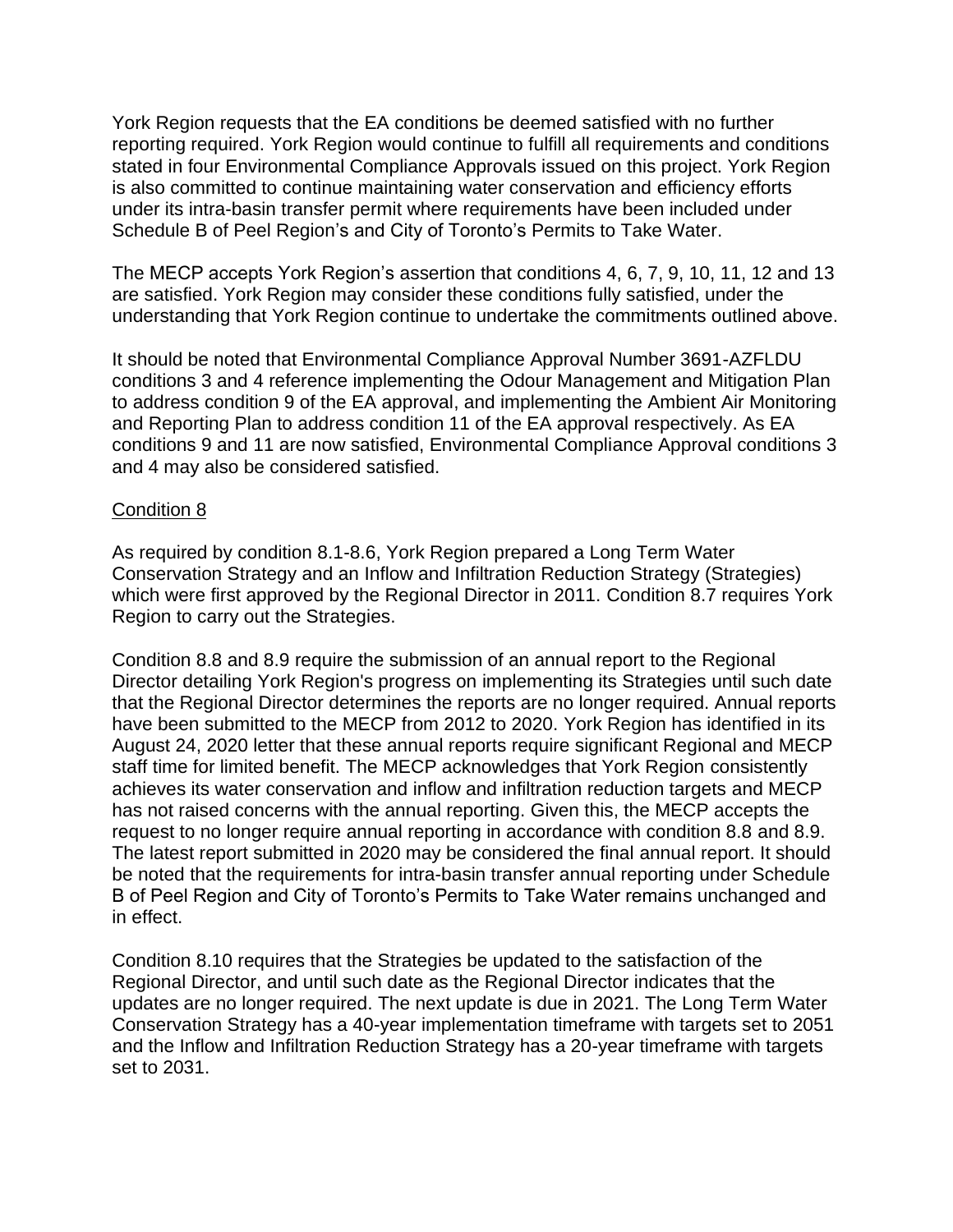York Region requests that the EA conditions be deemed satisfied with no further reporting required. York Region would continue to fulfill all requirements and conditions stated in four Environmental Compliance Approvals issued on this project. York Region is also committed to continue maintaining water conservation and efficiency efforts under its intra-basin transfer permit where requirements have been included under Schedule B of Peel Region's and City of Toronto's Permits to Take Water.

The MECP accepts York Region's assertion that conditions 4, 6, 7, 9, 10, 11, 12 and 13 are satisfied. York Region may consider these conditions fully satisfied, under the understanding that York Region continue to undertake the commitments outlined above.

It should be noted that Environmental Compliance Approval Number 3691-AZFLDU conditions 3 and 4 reference implementing the Odour Management and Mitigation Plan to address condition 9 of the EA approval, and implementing the Ambient Air Monitoring and Reporting Plan to address condition 11 of the EA approval respectively. As EA conditions 9 and 11 are now satisfied, Environmental Compliance Approval conditions 3 and 4 may also be considered satisfied.

<u>Condition 8</u>

As required by condition 8.1-8.6, York Region prepared a Long Term Water Conservation Strategy and an Inflow and Infiltration Reduction Strategy (Strategies) which were first approved by the Regional Director in 2011. Condition 8.7 requires York Region to carry out the Strategies.

Condition 8.8 and 8.9 require the submission of an annual report to the Regional Director detailing York Region's progress on implementing its Strategies until such date that the Regional Director determines the reports are no longer required. Annual reports have been submitted to the MECP from 2012 to 2020. York Region has identified in its August 24, 2020 letter that these annual reports require significant Regional and MECP staff time for limited benefit. The MECP acknowledges that York Region consistently achieves its water conservation and inflow and infiltration reduction targets and MECP has not raised concerns with the annual reporting. Given this, the MECP accepts the request to no longer require annual reporting in accordance with condition 8.8 and 8.9. The latest report submitted in 2020 may be considered the final annual report. It should be noted that the requirements for intra-basin transfer annual reporting under Schedule B of Peel Region and City of Toronto's Permits to Take Water remains unchanged and in effect.

Condition 8.10 requires that the Strategies be updated to the satisfaction of the Regional Director, and until such date as the Regional Director indicates that the updates are no longer required. The next update is due in 2021. The Long Term Water Conservation Strategy has a 40-year implementation timeframe with targets set to 2051 and the Inflow and Infiltration Reduction Strategy has a 20-year timeframe with targets set to 2031.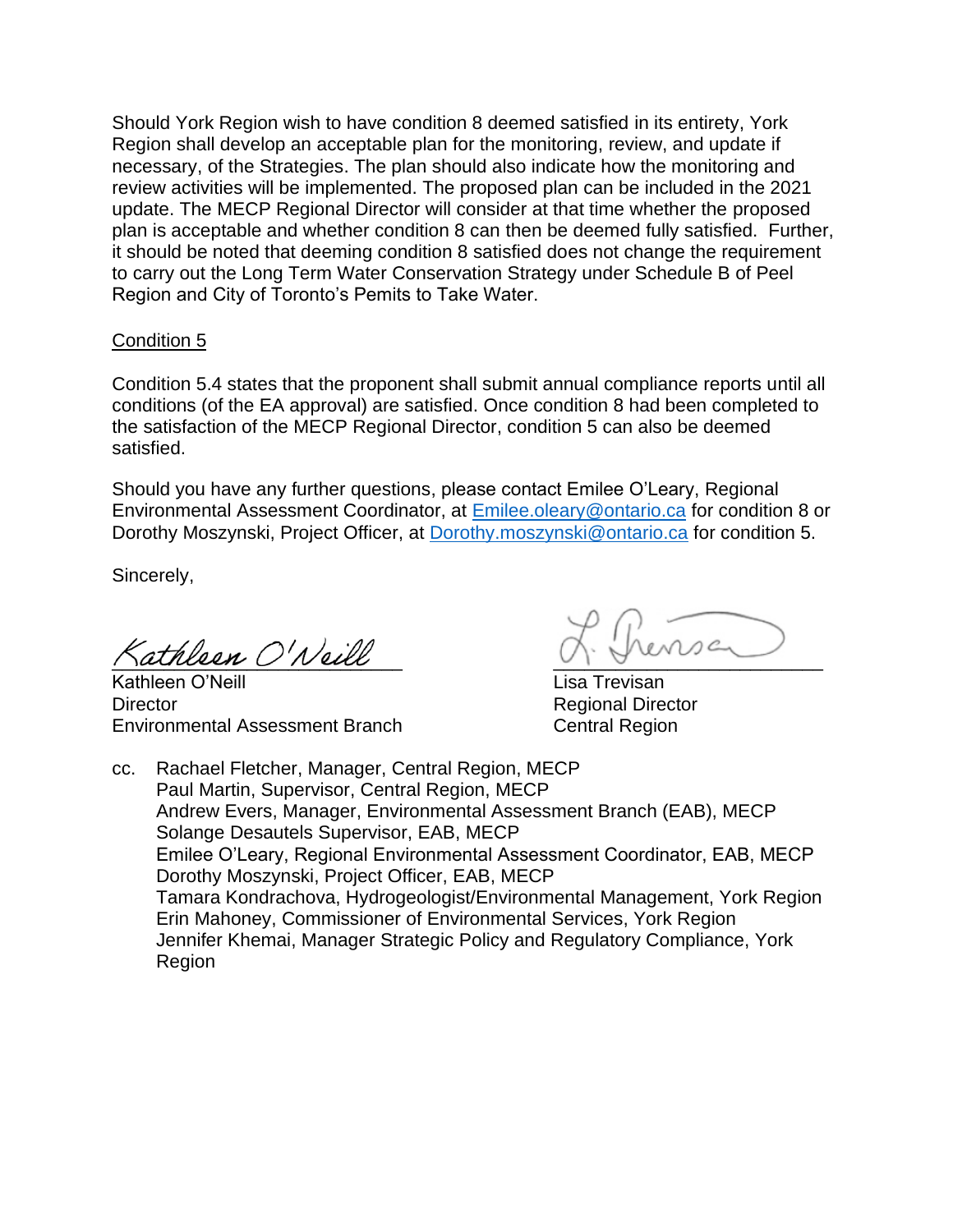Should York Region wish to have condition 8 deemed satisfied in its entirety, York Region shall develop an acceptable plan for the monitoring, review, and update if necessary, of the Strategies. The plan should also indicate how the monitoring and review activities will be implemented. The proposed plan can be included in the 2021 update. The MECP Regional Director will consider at that time whether the proposed plan is acceptable and whether condition 8 can then be deemed fully satisfied. Further, it should be noted that deeming condition 8 satisfied does not change the requirement to carry out the Long Term Water Conservation Strategy under Schedule B of Peel Region and City of Toronto's Pemits to Take Water.

<u>Condition 5</u>

Condition 5.4 states that the proponent shall submit annual compliance reports until all conditions (of the EA approval) are satisfied. Once condition 8 had been completed to the satisfaction of the MECP Regional Director, condition 5 can also be deemed satisfied.

Should you have any further questions, please contact Emilee O'Leary, Regional Environmental Assessment Coordinator, at Emilee.oleary@ontario.ca for condition 8 or Dorothy Moszynski, Project Officer, at Dorothy.moszynski@ontario.ca for condition 5.

Sincerely,

Kathleen O'Neill
Director
Environmental Assessment Branch

Lisa Trevisan
Regional Director
Central Region

cc. Rachael Fletcher, Manager, Central Region, MECP
Paul Martin, Supervisor, Central Region, MECP
Andrew Evers, Manager, Environmental Assessment Branch (EAB), MECP
Solange Desautels Supervisor, EAB, MECP
Emilee O'Leary, Regional Environmental Assessment Coordinator, EAB, MECP
Dorothy Moszynski, Project Officer, EAB, MECP
Tamara Kondrachova, Hydrogeologist/Environmental Management, York Region
Erin Mahoney, Commissioner of Environmental Services, York Region
Jennifer Khemai, Manager Strategic Policy and Regulatory Compliance, York Region